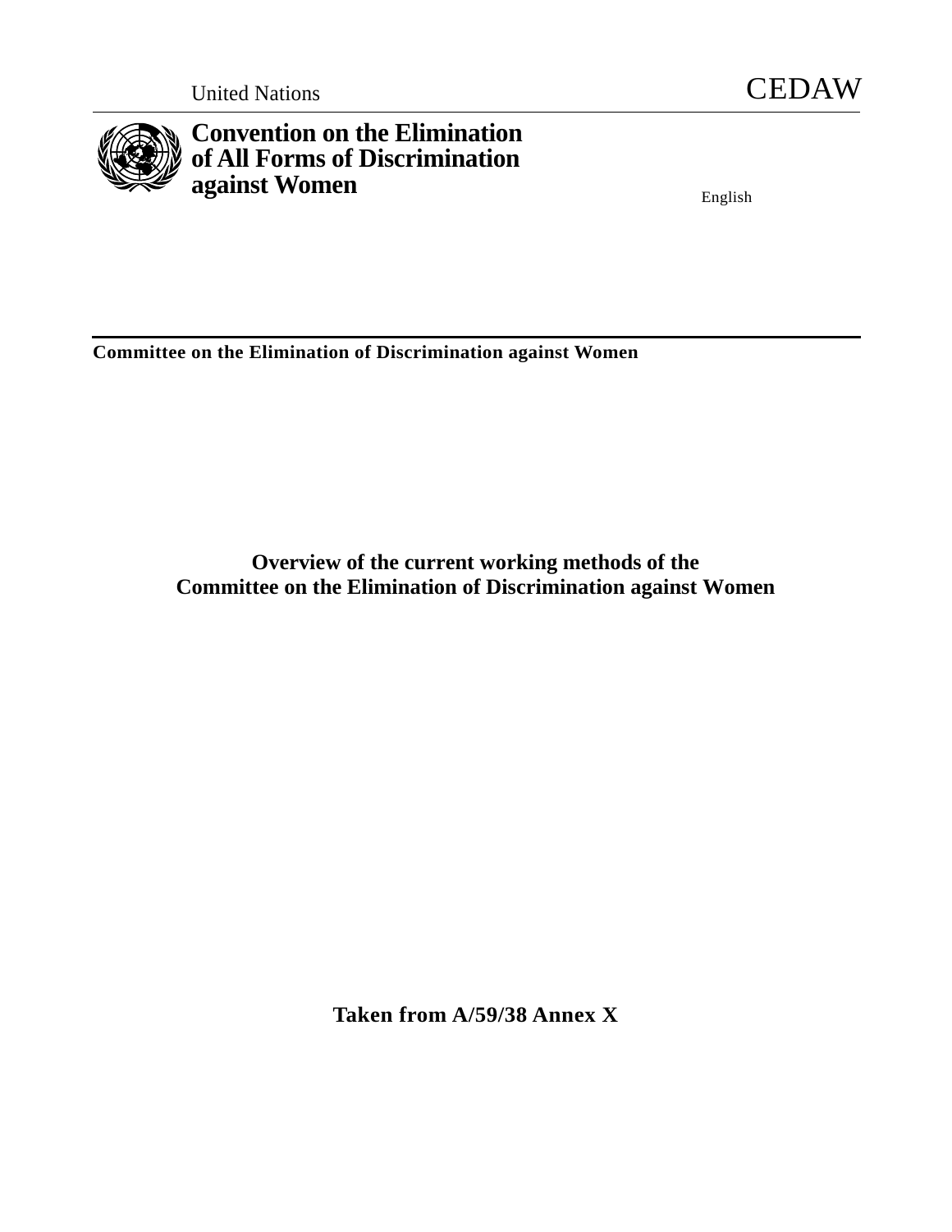United Nations

# CEDAW

## Convention on the Elimination of All Forms of Discrimination against Women

English

**Committee on the Elimination of Discrimination against Women**

## Overview of the current working methods of the Committee on the Elimination of Discrimination against Women

**Taken from A/59/38 Annex X**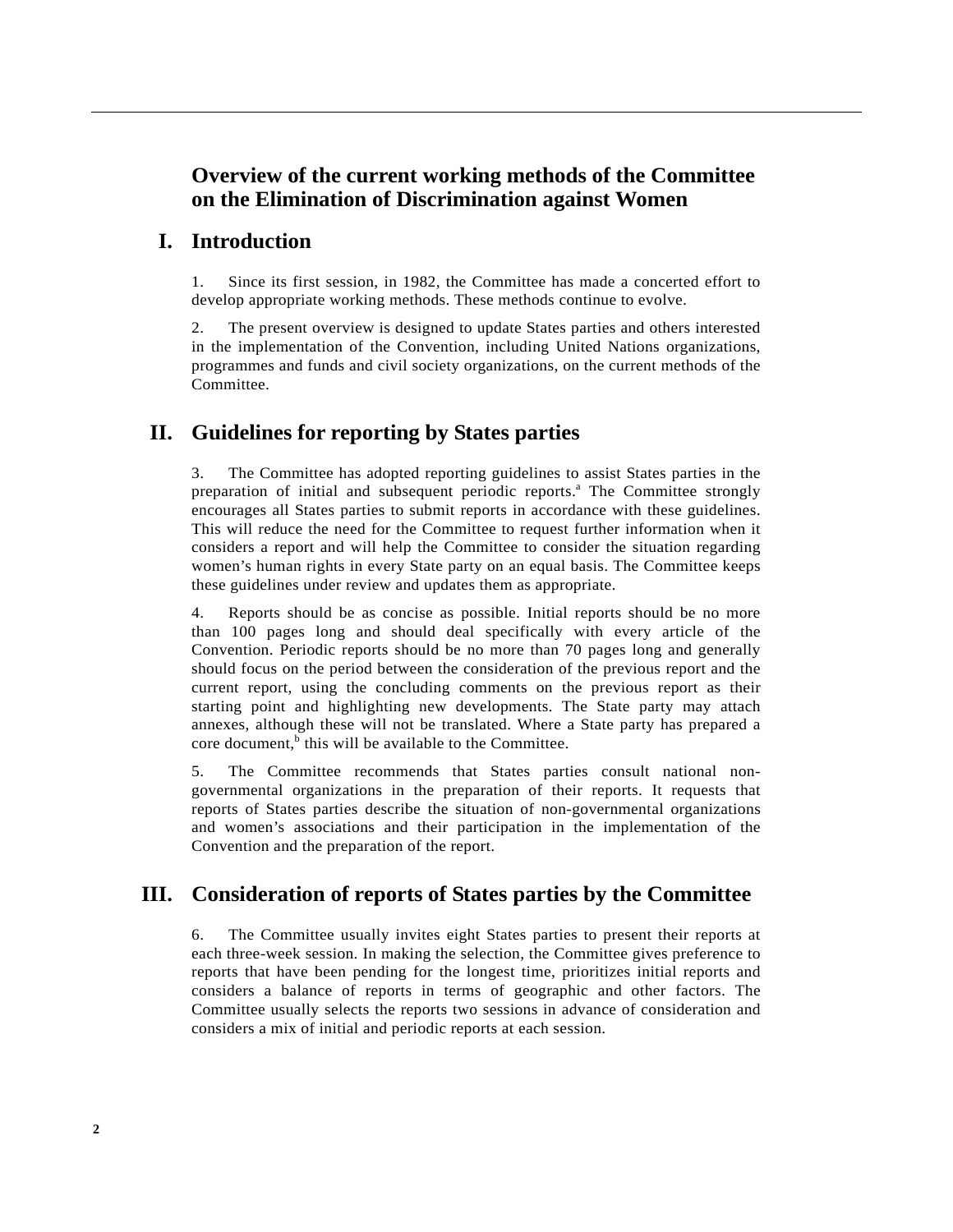# Overview of the current working methods of the Committee on the Elimination of Discrimination against Women

## I. Introduction

1. Since its first session, in 1982, the Committee has made a concerted effort to develop appropriate working methods. These methods continue to evolve.

2. The present overview is designed to update States parties and others interested in the implementation of the Convention, including United Nations organizations, programmes and funds and civil society organizations, on the current methods of the Committee.

## II. Guidelines for reporting by States parties

3. The Committee has adopted reporting guidelines to assist States parties in the preparation of initial and subsequent periodic reports.[a] The Committee strongly encourages all States parties to submit reports in accordance with these guidelines. This will reduce the need for the Committee to request further information when it considers a report and will help the Committee to consider the situation regarding women's human rights in every State party on an equal basis. The Committee keeps these guidelines under review and updates them as appropriate.

4. Reports should be as concise as possible. Initial reports should be no more than 100 pages long and should deal specifically with every article of the Convention. Periodic reports should be no more than 70 pages long and generally should focus on the period between the consideration of the previous report and the current report, using the concluding comments on the previous report as their starting point and highlighting new developments. The State party may attach annexes, although these will not be translated. Where a State party has prepared a core document,[b] this will be available to the Committee.

5. The Committee recommends that States parties consult national non-governmental organizations in the preparation of their reports. It requests that reports of States parties describe the situation of non-governmental organizations and women's associations and their participation in the implementation of the Convention and the preparation of the report.

## III. Consideration of reports of States parties by the Committee

6. The Committee usually invites eight States parties to present their reports at each three-week session. In making the selection, the Committee gives preference to reports that have been pending for the longest time, prioritizes initial reports and considers a balance of reports in terms of geographic and other factors. The Committee usually selects the reports two sessions in advance of consideration and considers a mix of initial and periodic reports at each session.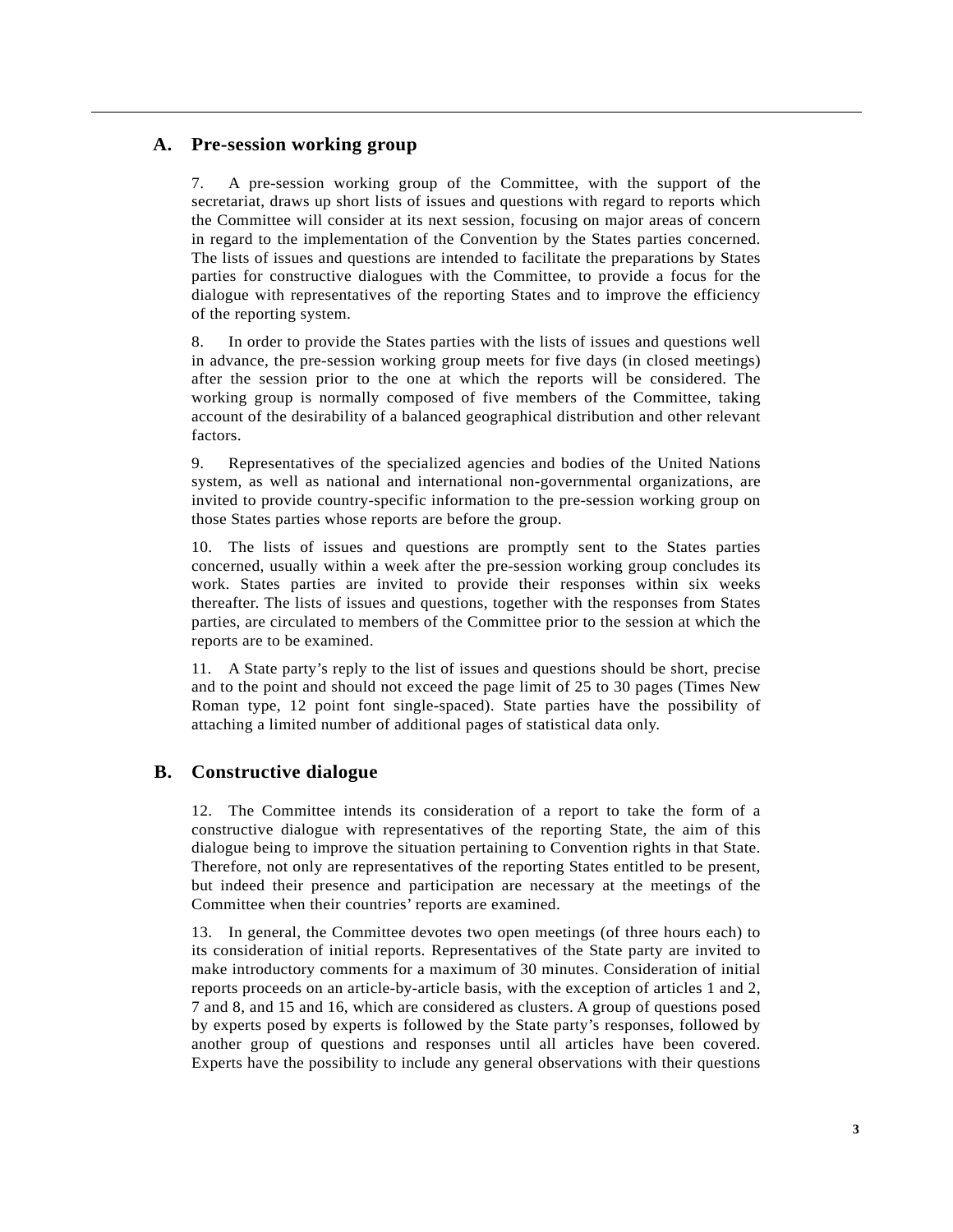## A. Pre-session working group

7. A pre-session working group of the Committee, with the support of the secretariat, draws up short lists of issues and questions with regard to reports which the Committee will consider at its next session, focusing on major areas of concern in regard to the implementation of the Convention by the States parties concerned. The lists of issues and questions are intended to facilitate the preparations by States parties for constructive dialogues with the Committee, to provide a focus for the dialogue with representatives of the reporting States and to improve the efficiency of the reporting system.

8. In order to provide the States parties with the lists of issues and questions well in advance, the pre-session working group meets for five days (in closed meetings) after the session prior to the one at which the reports will be considered. The working group is normally composed of five members of the Committee, taking account of the desirability of a balanced geographical distribution and other relevant factors.

9. Representatives of the specialized agencies and bodies of the United Nations system, as well as national and international non-governmental organizations, are invited to provide country-specific information to the pre-session working group on those States parties whose reports are before the group.

10. The lists of issues and questions are promptly sent to the States parties concerned, usually within a week after the pre-session working group concludes its work. States parties are invited to provide their responses within six weeks thereafter. The lists of issues and questions, together with the responses from States parties, are circulated to members of the Committee prior to the session at which the reports are to be examined.

11. A State party's reply to the list of issues and questions should be short, precise and to the point and should not exceed the page limit of 25 to 30 pages (Times New Roman type, 12 point font single-spaced). State parties have the possibility of attaching a limited number of additional pages of statistical data only.

## B. Constructive dialogue

12. The Committee intends its consideration of a report to take the form of a constructive dialogue with representatives of the reporting State, the aim of this dialogue being to improve the situation pertaining to Convention rights in that State. Therefore, not only are representatives of the reporting States entitled to be present, but indeed their presence and participation are necessary at the meetings of the Committee when their countries' reports are examined.

13. In general, the Committee devotes two open meetings (of three hours each) to its consideration of initial reports. Representatives of the State party are invited to make introductory comments for a maximum of 30 minutes. Consideration of initial reports proceeds on an article-by-article basis, with the exception of articles 1 and 2, 7 and 8, and 15 and 16, which are considered as clusters. A group of questions posed by experts posed by experts is followed by the State party's responses, followed by another group of questions and responses until all articles have been covered. Experts have the possibility to include any general observations with their questions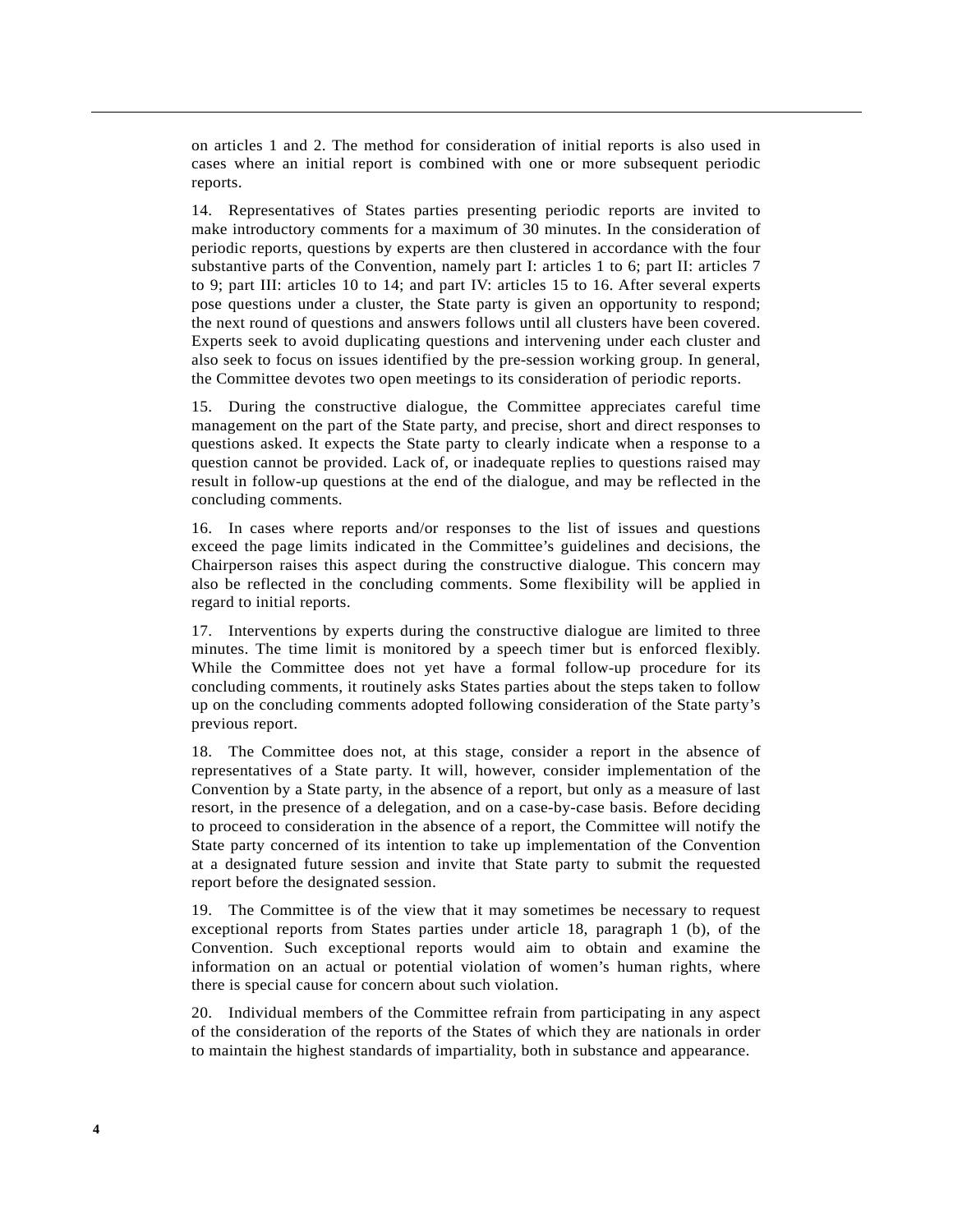on articles 1 and 2. The method for consideration of initial reports is also used in cases where an initial report is combined with one or more subsequent periodic reports.

14. Representatives of States parties presenting periodic reports are invited to make introductory comments for a maximum of 30 minutes. In the consideration of periodic reports, questions by experts are then clustered in accordance with the four substantive parts of the Convention, namely part I: articles 1 to 6; part II: articles 7 to 9; part III: articles 10 to 14; and part IV: articles 15 to 16. After several experts pose questions under a cluster, the State party is given an opportunity to respond; the next round of questions and answers follows until all clusters have been covered. Experts seek to avoid duplicating questions and intervening under each cluster and also seek to focus on issues identified by the pre-session working group. In general, the Committee devotes two open meetings to its consideration of periodic reports.

15. During the constructive dialogue, the Committee appreciates careful time management on the part of the State party, and precise, short and direct responses to questions asked. It expects the State party to clearly indicate when a response to a question cannot be provided. Lack of, or inadequate replies to questions raised may result in follow-up questions at the end of the dialogue, and may be reflected in the concluding comments.

16. In cases where reports and/or responses to the list of issues and questions exceed the page limits indicated in the Committee's guidelines and decisions, the Chairperson raises this aspect during the constructive dialogue. This concern may also be reflected in the concluding comments. Some flexibility will be applied in regard to initial reports.

17. Interventions by experts during the constructive dialogue are limited to three minutes. The time limit is monitored by a speech timer but is enforced flexibly. While the Committee does not yet have a formal follow-up procedure for its concluding comments, it routinely asks States parties about the steps taken to follow up on the concluding comments adopted following consideration of the State party's previous report.

18. The Committee does not, at this stage, consider a report in the absence of representatives of a State party. It will, however, consider implementation of the Convention by a State party, in the absence of a report, but only as a measure of last resort, in the presence of a delegation, and on a case-by-case basis. Before deciding to proceed to consideration in the absence of a report, the Committee will notify the State party concerned of its intention to take up implementation of the Convention at a designated future session and invite that State party to submit the requested report before the designated session.

19. The Committee is of the view that it may sometimes be necessary to request exceptional reports from States parties under article 18, paragraph 1 (b), of the Convention. Such exceptional reports would aim to obtain and examine the information on an actual or potential violation of women's human rights, where there is special cause for concern about such violation.

20. Individual members of the Committee refrain from participating in any aspect of the consideration of the reports of the States of which they are nationals in order to maintain the highest standards of impartiality, both in substance and appearance.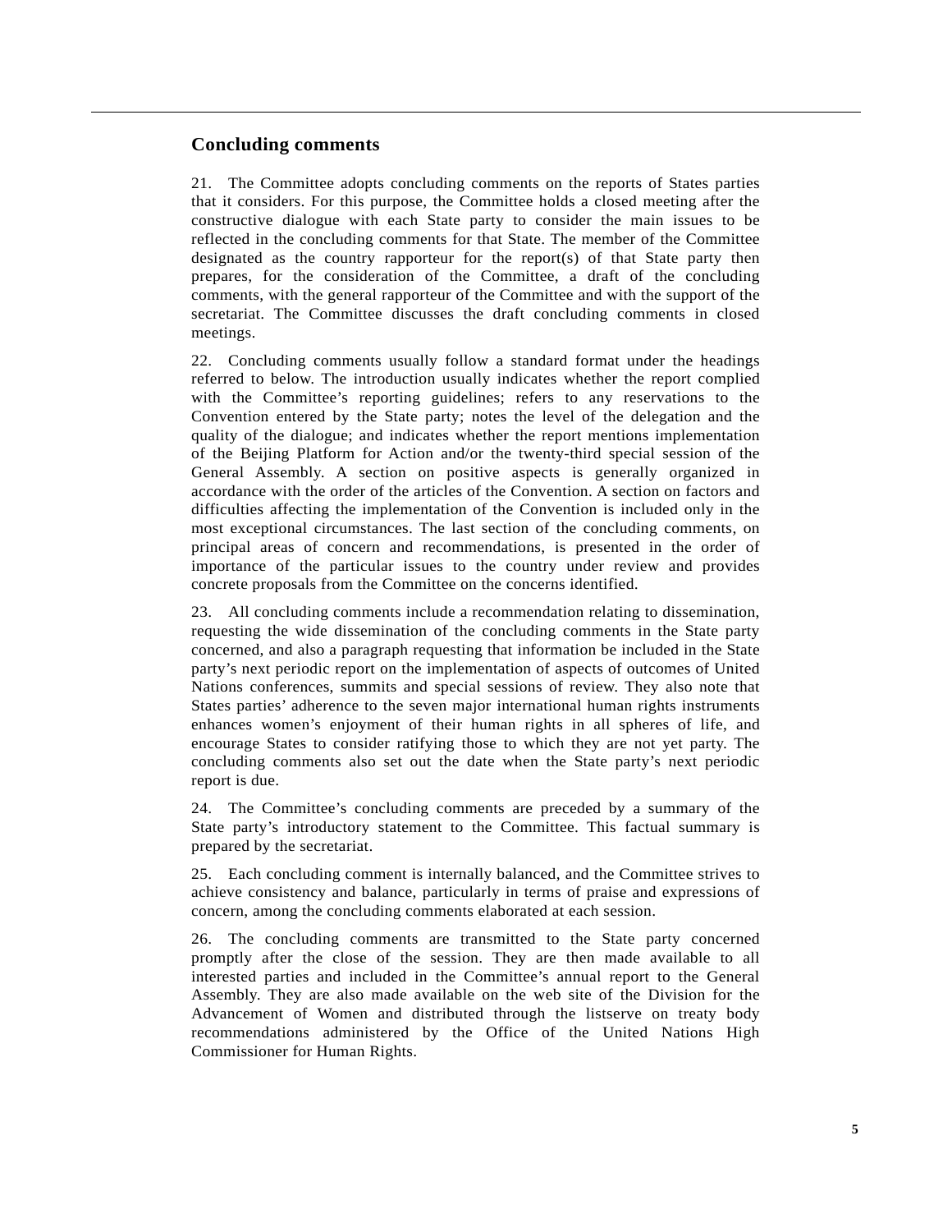## Concluding comments

21. The Committee adopts concluding comments on the reports of States parties that it considers. For this purpose, the Committee holds a closed meeting after the constructive dialogue with each State party to consider the main issues to be reflected in the concluding comments for that State. The member of the Committee designated as the country rapporteur for the report(s) of that State party then prepares, for the consideration of the Committee, a draft of the concluding comments, with the general rapporteur of the Committee and with the support of the secretariat. The Committee discusses the draft concluding comments in closed meetings.

22. Concluding comments usually follow a standard format under the headings referred to below. The introduction usually indicates whether the report complied with the Committee's reporting guidelines; refers to any reservations to the Convention entered by the State party; notes the level of the delegation and the quality of the dialogue; and indicates whether the report mentions implementation of the Beijing Platform for Action and/or the twenty-third special session of the General Assembly. A section on positive aspects is generally organized in accordance with the order of the articles of the Convention. A section on factors and difficulties affecting the implementation of the Convention is included only in the most exceptional circumstances. The last section of the concluding comments, on principal areas of concern and recommendations, is presented in the order of importance of the particular issues to the country under review and provides concrete proposals from the Committee on the concerns identified.

23. All concluding comments include a recommendation relating to dissemination, requesting the wide dissemination of the concluding comments in the State party concerned, and also a paragraph requesting that information be included in the State party's next periodic report on the implementation of aspects of outcomes of United Nations conferences, summits and special sessions of review. They also note that States parties' adherence to the seven major international human rights instruments enhances women's enjoyment of their human rights in all spheres of life, and encourage States to consider ratifying those to which they are not yet party. The concluding comments also set out the date when the State party's next periodic report is due.

24. The Committee's concluding comments are preceded by a summary of the State party's introductory statement to the Committee. This factual summary is prepared by the secretariat.

25. Each concluding comment is internally balanced, and the Committee strives to achieve consistency and balance, particularly in terms of praise and expressions of concern, among the concluding comments elaborated at each session.

26. The concluding comments are transmitted to the State party concerned promptly after the close of the session. They are then made available to all interested parties and included in the Committee's annual report to the General Assembly. They are also made available on the web site of the Division for the Advancement of Women and distributed through the listserve on treaty body recommendations administered by the Office of the United Nations High Commissioner for Human Rights.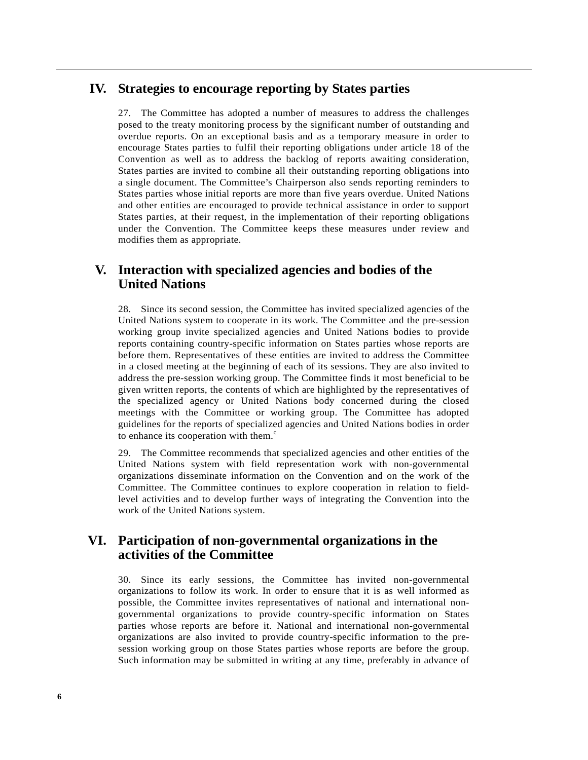## IV. Strategies to encourage reporting by States parties

27. The Committee has adopted a number of measures to address the challenges posed to the treaty monitoring process by the significant number of outstanding and overdue reports. On an exceptional basis and as a temporary measure in order to encourage States parties to fulfil their reporting obligations under article 18 of the Convention as well as to address the backlog of reports awaiting consideration, States parties are invited to combine all their outstanding reporting obligations into a single document. The Committee's Chairperson also sends reporting reminders to States parties whose initial reports are more than five years overdue. United Nations and other entities are encouraged to provide technical assistance in order to support States parties, at their request, in the implementation of their reporting obligations under the Convention. The Committee keeps these measures under review and modifies them as appropriate.

## V. Interaction with specialized agencies and bodies of the United Nations

28. Since its second session, the Committee has invited specialized agencies of the United Nations system to cooperate in its work. The Committee and the pre-session working group invite specialized agencies and United Nations bodies to provide reports containing country-specific information on States parties whose reports are before them. Representatives of these entities are invited to address the Committee in a closed meeting at the beginning of each of its sessions. They are also invited to address the pre-session working group. The Committee finds it most beneficial to be given written reports, the contents of which are highlighted by the representatives of the specialized agency or United Nations body concerned during the closed meetings with the Committee or working group. The Committee has adopted guidelines for the reports of specialized agencies and United Nations bodies in order to enhance its cooperation with them.[c]

29. The Committee recommends that specialized agencies and other entities of the United Nations system with field representation work with non-governmental organizations disseminate information on the Convention and on the work of the Committee. The Committee continues to explore cooperation in relation to field-level activities and to develop further ways of integrating the Convention into the work of the United Nations system.

## VI. Participation of non-governmental organizations in the activities of the Committee

30. Since its early sessions, the Committee has invited non-governmental organizations to follow its work. In order to ensure that it is as well informed as possible, the Committee invites representatives of national and international non-governmental organizations to provide country-specific information on States parties whose reports are before it. National and international non-governmental organizations are also invited to provide country-specific information to the pre-session working group on those States parties whose reports are before the group. Such information may be submitted in writing at any time, preferably in advance of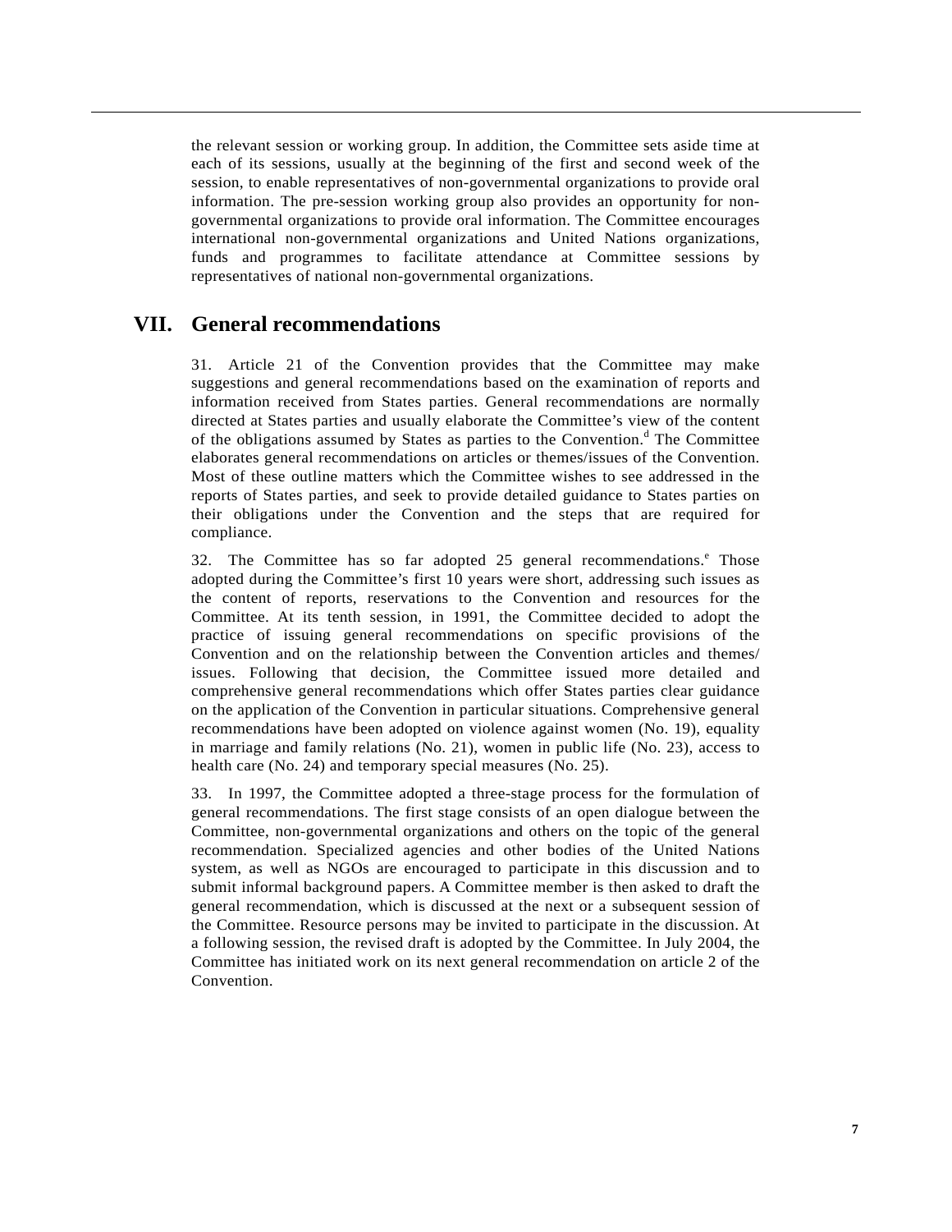the relevant session or working group. In addition, the Committee sets aside time at each of its sessions, usually at the beginning of the first and second week of the session, to enable representatives of non-governmental organizations to provide oral information. The pre-session working group also provides an opportunity for non-governmental organizations to provide oral information. The Committee encourages international non-governmental organizations and United Nations organizations, funds and programmes to facilitate attendance at Committee sessions by representatives of national non-governmental organizations.

## VII. General recommendations

31. Article 21 of the Convention provides that the Committee may make suggestions and general recommendations based on the examination of reports and information received from States parties. General recommendations are normally directed at States parties and usually elaborate the Committee's view of the content of the obligations assumed by States as parties to the Convention.[d] The Committee elaborates general recommendations on articles or themes/issues of the Convention. Most of these outline matters which the Committee wishes to see addressed in the reports of States parties, and seek to provide detailed guidance to States parties on their obligations under the Convention and the steps that are required for compliance.

32. The Committee has so far adopted 25 general recommendations.[e] Those adopted during the Committee's first 10 years were short, addressing such issues as the content of reports, reservations to the Convention and resources for the Committee. At its tenth session, in 1991, the Committee decided to adopt the practice of issuing general recommendations on specific provisions of the Convention and on the relationship between the Convention articles and themes/issues. Following that decision, the Committee issued more detailed and comprehensive general recommendations which offer States parties clear guidance on the application of the Convention in particular situations. Comprehensive general recommendations have been adopted on violence against women (No. 19), equality in marriage and family relations (No. 21), women in public life (No. 23), access to health care (No. 24) and temporary special measures (No. 25).

33. In 1997, the Committee adopted a three-stage process for the formulation of general recommendations. The first stage consists of an open dialogue between the Committee, non-governmental organizations and others on the topic of the general recommendation. Specialized agencies and other bodies of the United Nations system, as well as NGOs are encouraged to participate in this discussion and to submit informal background papers. A Committee member is then asked to draft the general recommendation, which is discussed at the next or a subsequent session of the Committee. Resource persons may be invited to participate in the discussion. At a following session, the revised draft is adopted by the Committee. In July 2004, the Committee has initiated work on its next general recommendation on article 2 of the Convention.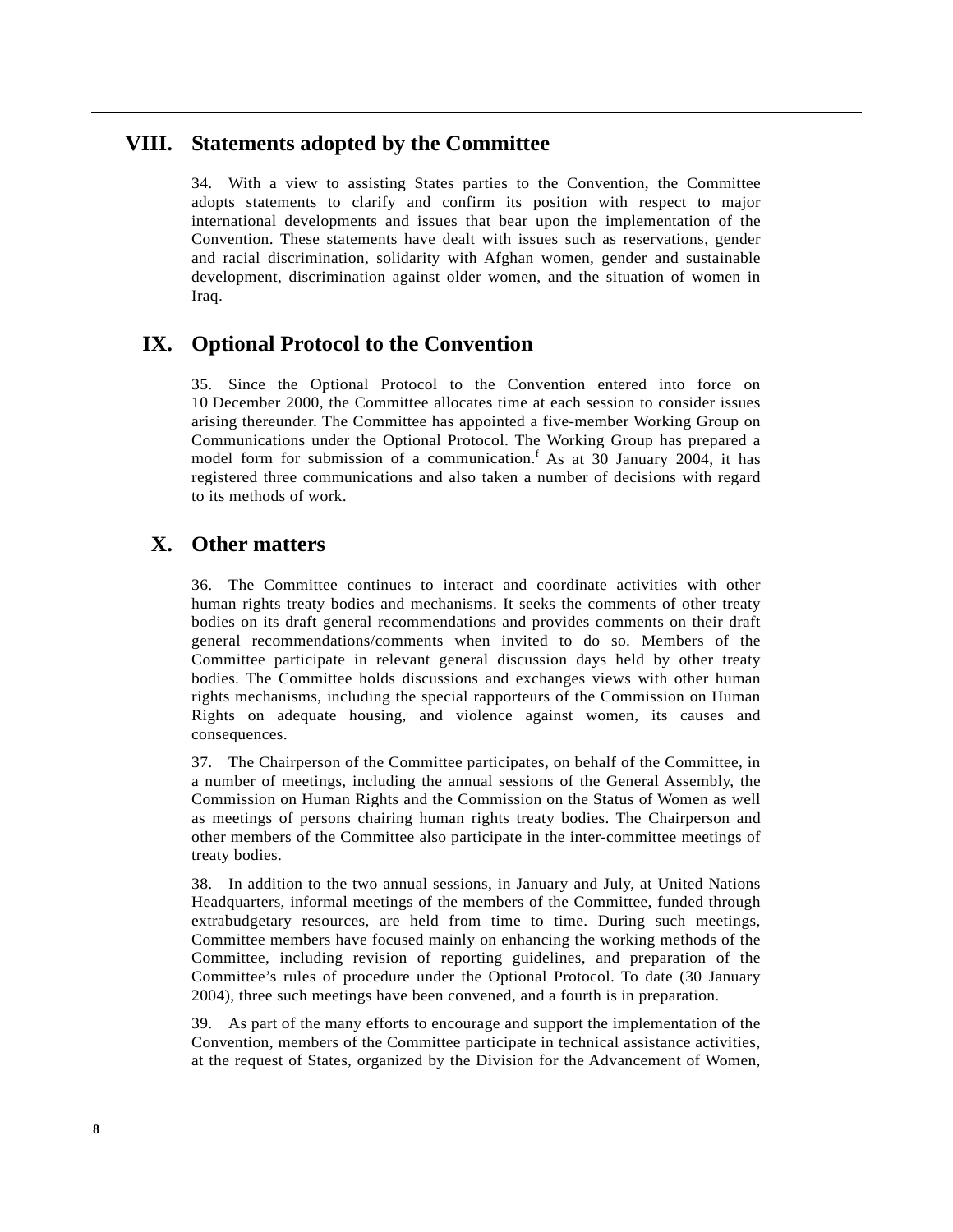## VIII. Statements adopted by the Committee

34. With a view to assisting States parties to the Convention, the Committee adopts statements to clarify and confirm its position with respect to major international developments and issues that bear upon the implementation of the Convention. These statements have dealt with issues such as reservations, gender and racial discrimination, solidarity with Afghan women, gender and sustainable development, discrimination against older women, and the situation of women in Iraq.

## IX. Optional Protocol to the Convention

35. Since the Optional Protocol to the Convention entered into force on 10 December 2000, the Committee allocates time at each session to consider issues arising thereunder. The Committee has appointed a five-member Working Group on Communications under the Optional Protocol. The Working Group has prepared a model form for submission of a communication.[f] As at 30 January 2004, it has registered three communications and also taken a number of decisions with regard to its methods of work.

## X. Other matters

36. The Committee continues to interact and coordinate activities with other human rights treaty bodies and mechanisms. It seeks the comments of other treaty bodies on its draft general recommendations and provides comments on their draft general recommendations/comments when invited to do so. Members of the Committee participate in relevant general discussion days held by other treaty bodies. The Committee holds discussions and exchanges views with other human rights mechanisms, including the special rapporteurs of the Commission on Human Rights on adequate housing, and violence against women, its causes and consequences.

37. The Chairperson of the Committee participates, on behalf of the Committee, in a number of meetings, including the annual sessions of the General Assembly, the Commission on Human Rights and the Commission on the Status of Women as well as meetings of persons chairing human rights treaty bodies. The Chairperson and other members of the Committee also participate in the inter-committee meetings of treaty bodies.

38. In addition to the two annual sessions, in January and July, at United Nations Headquarters, informal meetings of the members of the Committee, funded through extrabudgetary resources, are held from time to time. During such meetings, Committee members have focused mainly on enhancing the working methods of the Committee, including revision of reporting guidelines, and preparation of the Committee's rules of procedure under the Optional Protocol. To date (30 January 2004), three such meetings have been convened, and a fourth is in preparation.

39. As part of the many efforts to encourage and support the implementation of the Convention, members of the Committee participate in technical assistance activities, at the request of States, organized by the Division for the Advancement of Women,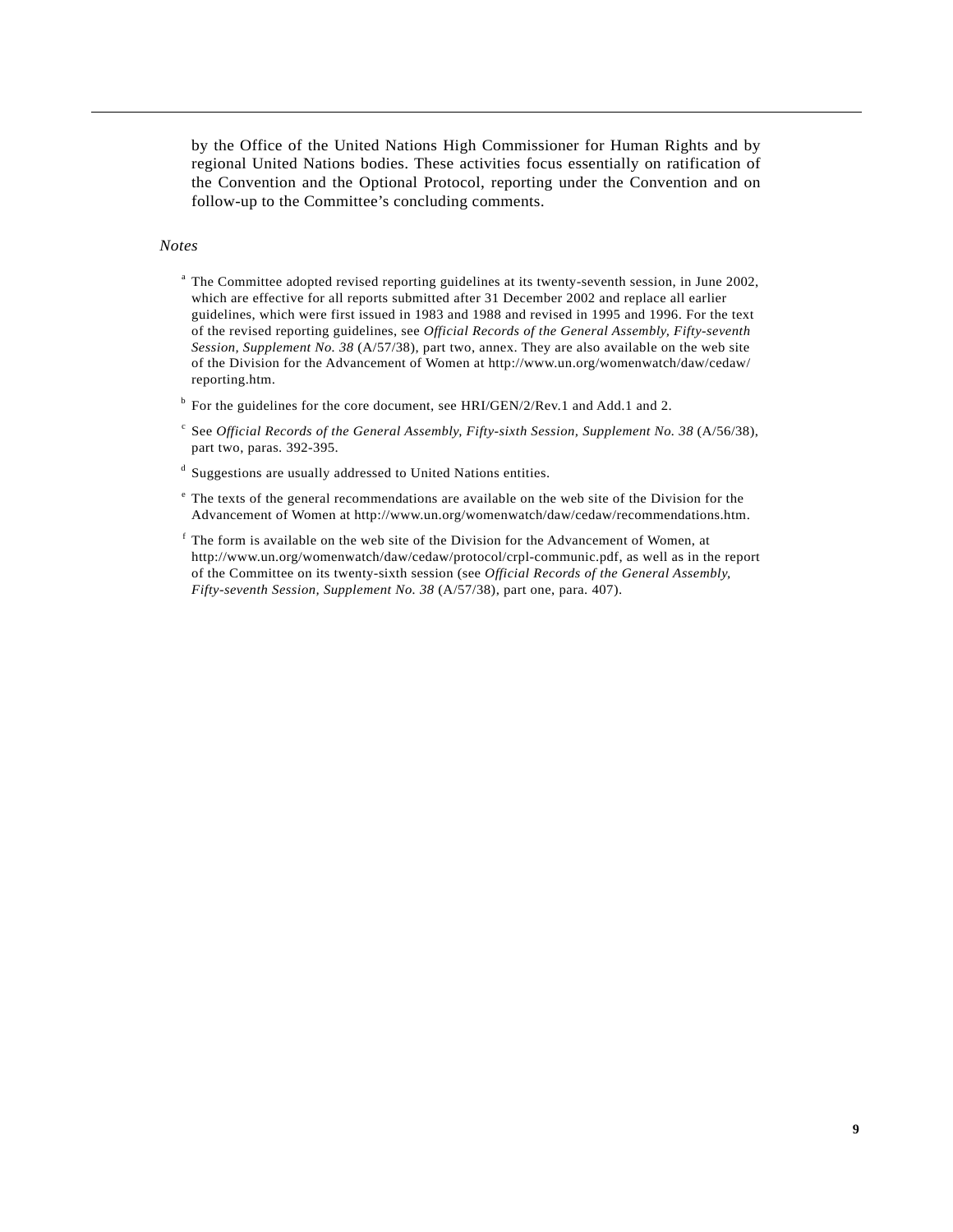by the Office of the United Nations High Commissioner for Human Rights and by regional United Nations bodies. These activities focus essentially on ratification of the Convention and the Optional Protocol, reporting under the Convention and on follow-up to the Committee's concluding comments.

*Notes*

[a] The Committee adopted revised reporting guidelines at its twenty-seventh session, in June 2002, which are effective for all reports submitted after 31 December 2002 and replace all earlier guidelines, which were first issued in 1983 and 1988 and revised in 1995 and 1996. For the text of the revised reporting guidelines, see *Official Records of the General Assembly, Fifty-seventh Session, Supplement No. 38* (A/57/38), part two, annex. They are also available on the web site of the Division for the Advancement of Women at http://www.un.org/womenwatch/daw/cedaw/reporting.htm.

[b] For the guidelines for the core document, see HRI/GEN/2/Rev.1 and Add.1 and 2.

[c] See *Official Records of the General Assembly, Fifty-sixth Session, Supplement No. 38* (A/56/38), part two, paras. 392-395.

[d] Suggestions are usually addressed to United Nations entities.

[e] The texts of the general recommendations are available on the web site of the Division for the Advancement of Women at http://www.un.org/womenwatch/daw/cedaw/recommendations.htm.

[f] The form is available on the web site of the Division for the Advancement of Women, at http://www.un.org/womenwatch/daw/cedaw/protocol/crpl-communic.pdf, as well as in the report of the Committee on its twenty-sixth session (see *Official Records of the General Assembly, Fifty-seventh Session, Supplement No. 38* (A/57/38), part one, para. 407).